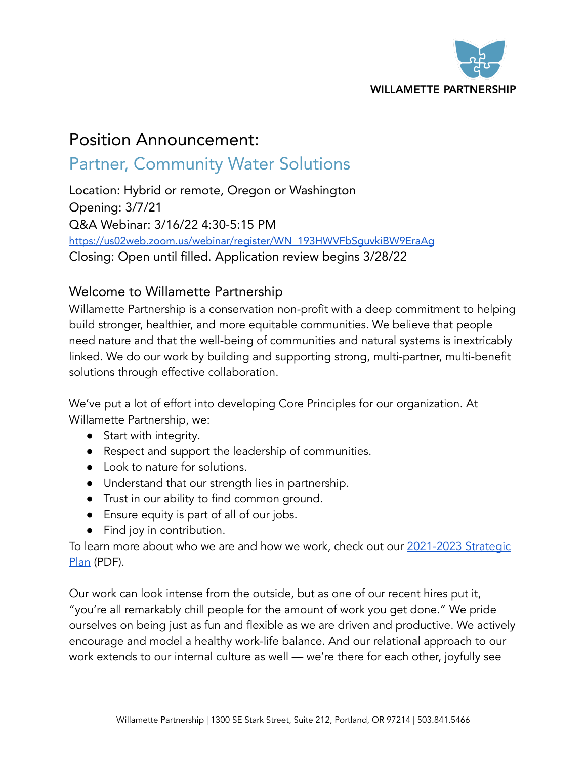WILLAMETTE PARTNERSHIP

# Position Announcement:

## Partner, Community Water Solutions

Location: Hybrid or remote, Oregon or Washington
Opening: 3/7/21
Q&A Webinar: 3/16/22 4:30-5:15 PM
[https://us02web.zoom.us/webinar/register/WN_193HWVFbSguvkiBW9EraAg](https://us02web.zoom.us/webinar/register/WN_193HWVFbSguvkiBW9EraAg)
Closing: Open until filled. Application review begins 3/28/22

### Welcome to Willamette Partnership

Willamette Partnership is a conservation non-profit with a deep commitment to helping build stronger, healthier, and more equitable communities. We believe that people need nature and that the well-being of communities and natural systems is inextricably linked. We do our work by building and supporting strong, multi-partner, multi-benefit solutions through effective collaboration.

We've put a lot of effort into developing Core Principles for our organization. At Willamette Partnership, we:

- Start with integrity.
- Respect and support the leadership of communities.
- Look to nature for solutions.
- Understand that our strength lies in partnership.
- Trust in our ability to find common ground.
- Ensure equity is part of all of our jobs.
- Find joy in contribution.

To learn more about who we are and how we work, check out our 2021-2023 Strategic Plan (PDF).

Our work can look intense from the outside, but as one of our recent hires put it, "you're all remarkably chill people for the amount of work you get done." We pride ourselves on being just as fun and flexible as we are driven and productive. We actively encourage and model a healthy work-life balance. And our relational approach to our work extends to our internal culture as well — we're there for each other, joyfully see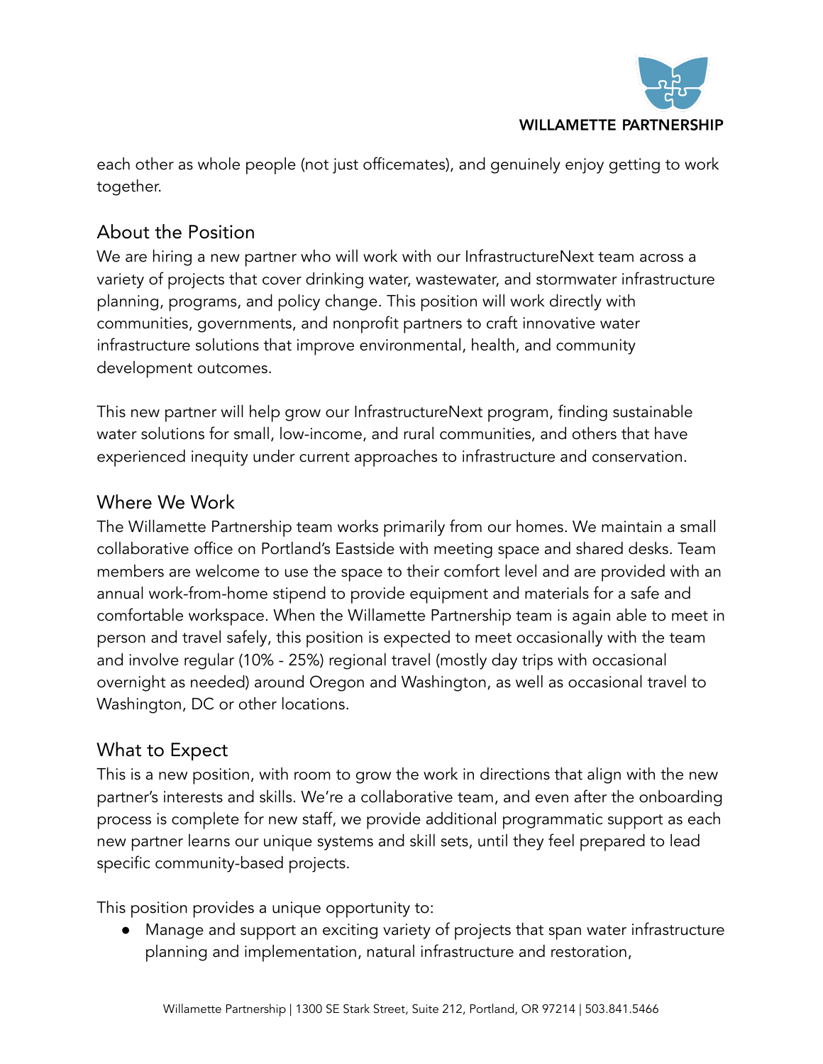each other as whole people (not just officemates), and genuinely enjoy getting to work together.

## About the Position

We are hiring a new partner who will work with our InfrastructureNext team across a variety of projects that cover drinking water, wastewater, and stormwater infrastructure planning, programs, and policy change. This position will work directly with communities, governments, and nonprofit partners to craft innovative water infrastructure solutions that improve environmental, health, and community development outcomes.

This new partner will help grow our InfrastructureNext program, finding sustainable water solutions for small, low-income, and rural communities, and others that have experienced inequity under current approaches to infrastructure and conservation.

## Where We Work

The Willamette Partnership team works primarily from our homes. We maintain a small collaborative office on Portland's Eastside with meeting space and shared desks. Team members are welcome to use the space to their comfort level and are provided with an annual work-from-home stipend to provide equipment and materials for a safe and comfortable workspace. When the Willamette Partnership team is again able to meet in person and travel safely, this position is expected to meet occasionally with the team and involve regular (10% - 25%) regional travel (mostly day trips with occasional overnight as needed) around Oregon and Washington, as well as occasional travel to Washington, DC or other locations.

## What to Expect

This is a new position, with room to grow the work in directions that align with the new partner's interests and skills. We're a collaborative team, and even after the onboarding process is complete for new staff, we provide additional programmatic support as each new partner learns our unique systems and skill sets, until they feel prepared to lead specific community-based projects.

This position provides a unique opportunity to:

- Manage and support an exciting variety of projects that span water infrastructure planning and implementation, natural infrastructure and restoration,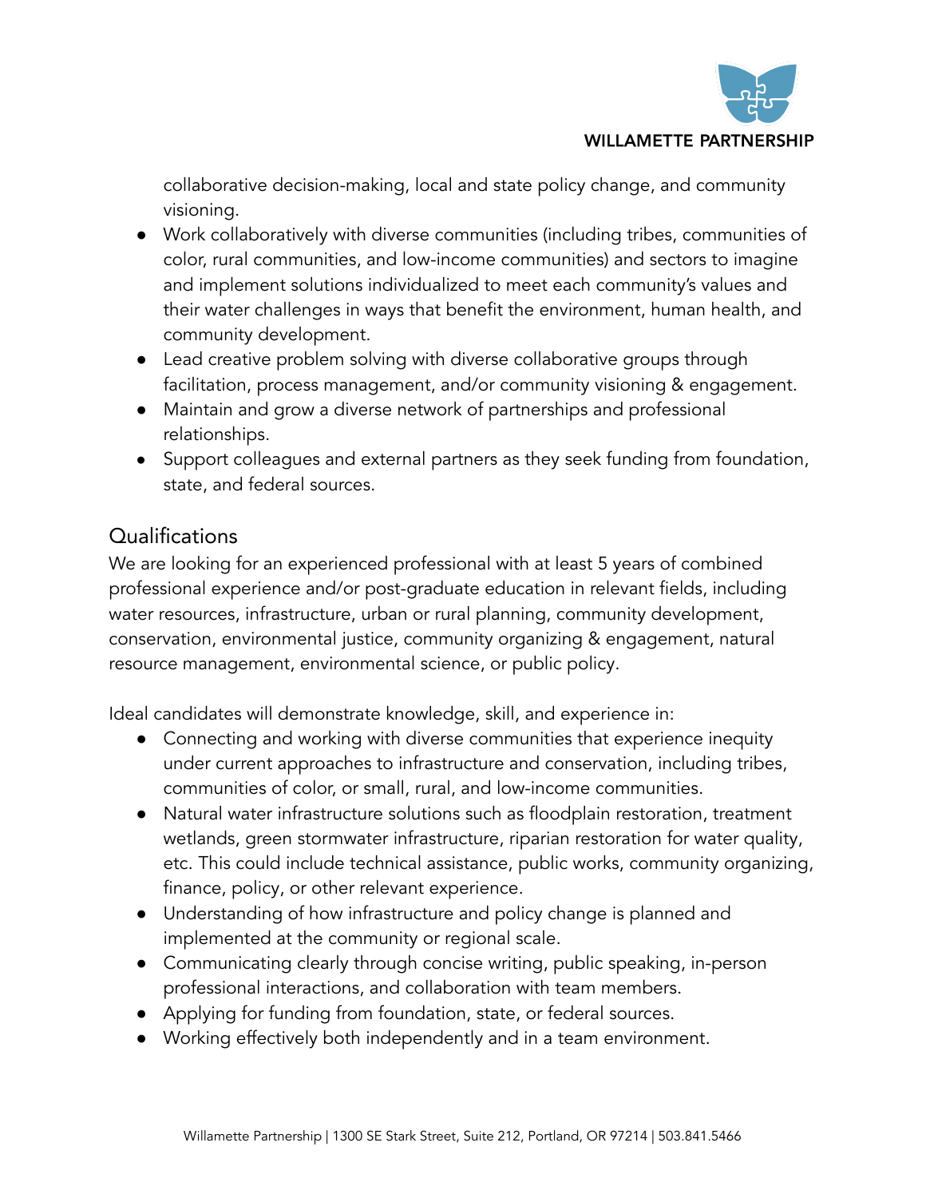collaborative decision-making, local and state policy change, and community visioning.

- Work collaboratively with diverse communities (including tribes, communities of color, rural communities, and low-income communities) and sectors to imagine and implement solutions individualized to meet each community's values and their water challenges in ways that benefit the environment, human health, and community development.
- Lead creative problem solving with diverse collaborative groups through facilitation, process management, and/or community visioning & engagement.
- Maintain and grow a diverse network of partnerships and professional relationships.
- Support colleagues and external partners as they seek funding from foundation, state, and federal sources.

## Qualifications

We are looking for an experienced professional with at least 5 years of combined professional experience and/or post-graduate education in relevant fields, including water resources, infrastructure, urban or rural planning, community development, conservation, environmental justice, community organizing & engagement, natural resource management, environmental science, or public policy.

Ideal candidates will demonstrate knowledge, skill, and experience in:

- Connecting and working with diverse communities that experience inequity under current approaches to infrastructure and conservation, including tribes, communities of color, or small, rural, and low-income communities.
- Natural water infrastructure solutions such as floodplain restoration, treatment wetlands, green stormwater infrastructure, riparian restoration for water quality, etc. This could include technical assistance, public works, community organizing, finance, policy, or other relevant experience.
- Understanding of how infrastructure and policy change is planned and implemented at the community or regional scale.
- Communicating clearly through concise writing, public speaking, in-person professional interactions, and collaboration with team members.
- Applying for funding from foundation, state, or federal sources.
- Working effectively both independently and in a team environment.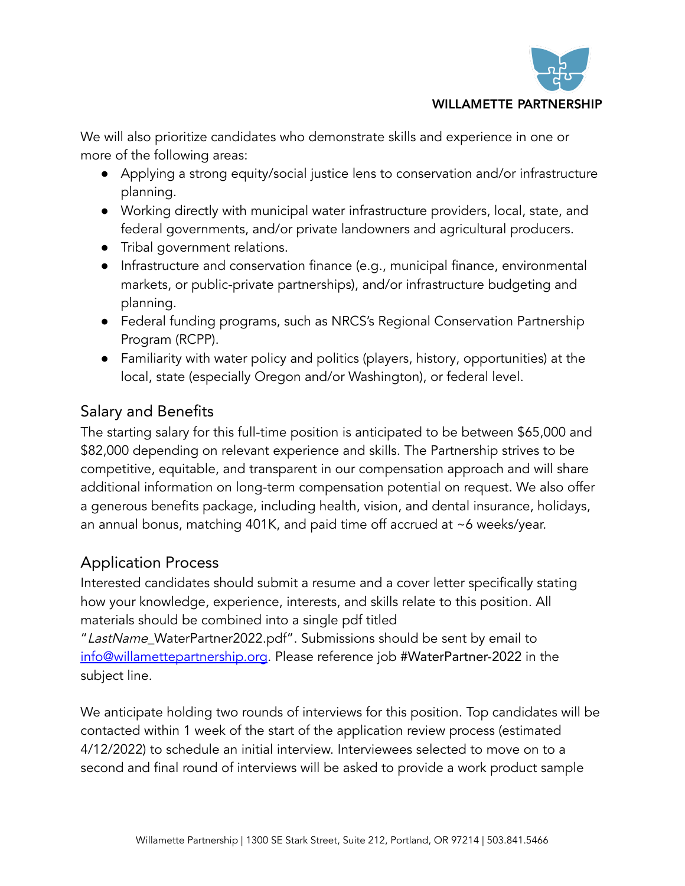We will also prioritize candidates who demonstrate skills and experience in one or more of the following areas:

- Applying a strong equity/social justice lens to conservation and/or infrastructure planning.
- Working directly with municipal water infrastructure providers, local, state, and federal governments, and/or private landowners and agricultural producers.
- Tribal government relations.
- Infrastructure and conservation finance (e.g., municipal finance, environmental markets, or public-private partnerships), and/or infrastructure budgeting and planning.
- Federal funding programs, such as NRCS's Regional Conservation Partnership Program (RCPP).
- Familiarity with water policy and politics (players, history, opportunities) at the local, state (especially Oregon and/or Washington), or federal level.

## Salary and Benefits

The starting salary for this full-time position is anticipated to be between $65,000 and $82,000 depending on relevant experience and skills. The Partnership strives to be competitive, equitable, and transparent in our compensation approach and will share additional information on long-term compensation potential on request. We also offer a generous benefits package, including health, vision, and dental insurance, holidays, an annual bonus, matching 401K, and paid time off accrued at ~6 weeks/year.

## Application Process

Interested candidates should submit a resume and a cover letter specifically stating how your knowledge, experience, interests, and skills relate to this position. All materials should be combined into a single pdf titled "*LastName*_WaterPartner2022.pdf". Submissions should be sent by email to [info@willamettepartnership.org](mailto:info@willamettepartnership.org). Please reference job #WaterPartner-2022 in the subject line.

We anticipate holding two rounds of interviews for this position. Top candidates will be contacted within 1 week of the start of the application review process (estimated 4/12/2022) to schedule an initial interview. Interviewees selected to move on to a second and final round of interviews will be asked to provide a work product sample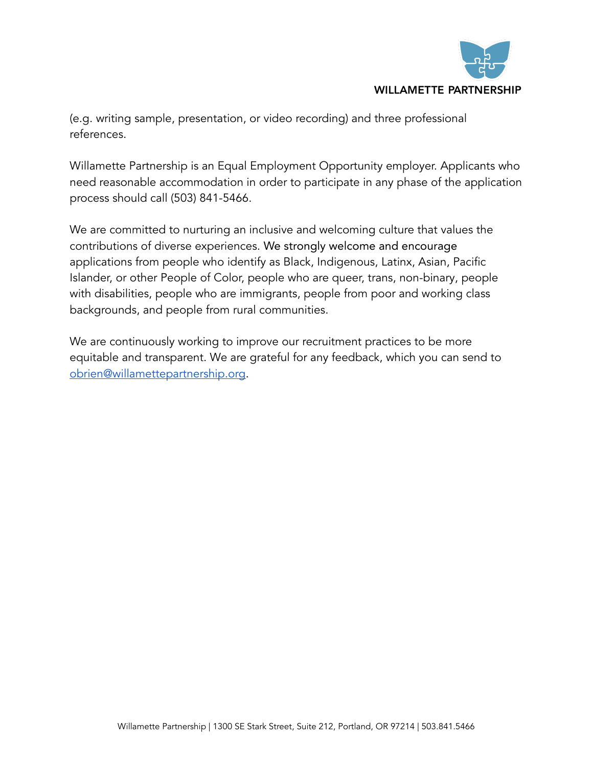(e.g. writing sample, presentation, or video recording) and three professional references.

Willamette Partnership is an Equal Employment Opportunity employer. Applicants who need reasonable accommodation in order to participate in any phase of the application process should call (503) 841-5466.

We are committed to nurturing an inclusive and welcoming culture that values the contributions of diverse experiences. We strongly welcome and encourage applications from people who identify as Black, Indigenous, Latinx, Asian, Pacific Islander, or other People of Color, people who are queer, trans, non-binary, people with disabilities, people who are immigrants, people from poor and working class backgrounds, and people from rural communities.

We are continuously working to improve our recruitment practices to be more equitable and transparent. We are grateful for any feedback, which you can send to [obrien@willamettepartnership.org](mailto:obrien@willamettepartnership.org).